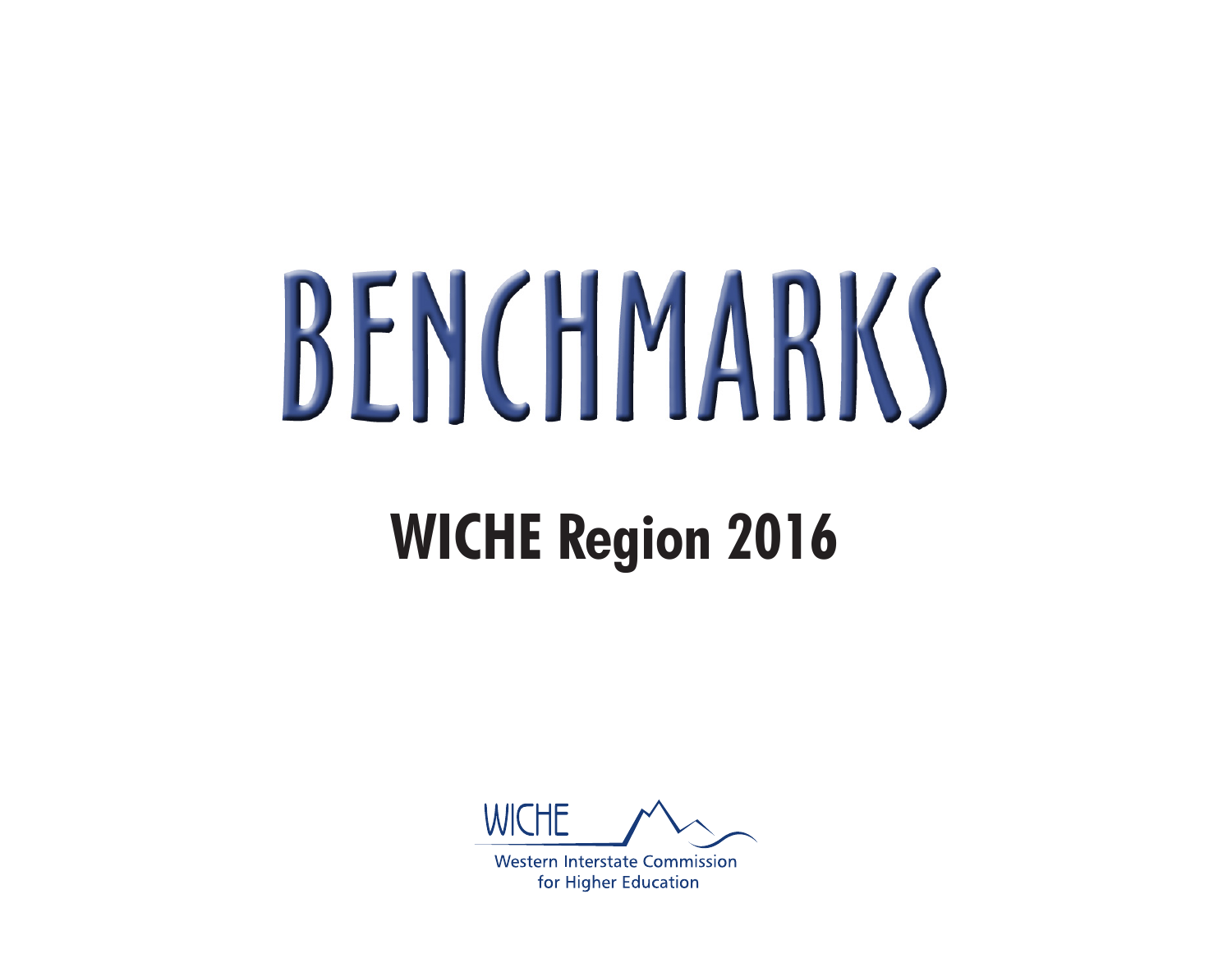# BENCHMARKS

## WICHE Region 2016

WICHE

Western Interstate Commission for Higher Education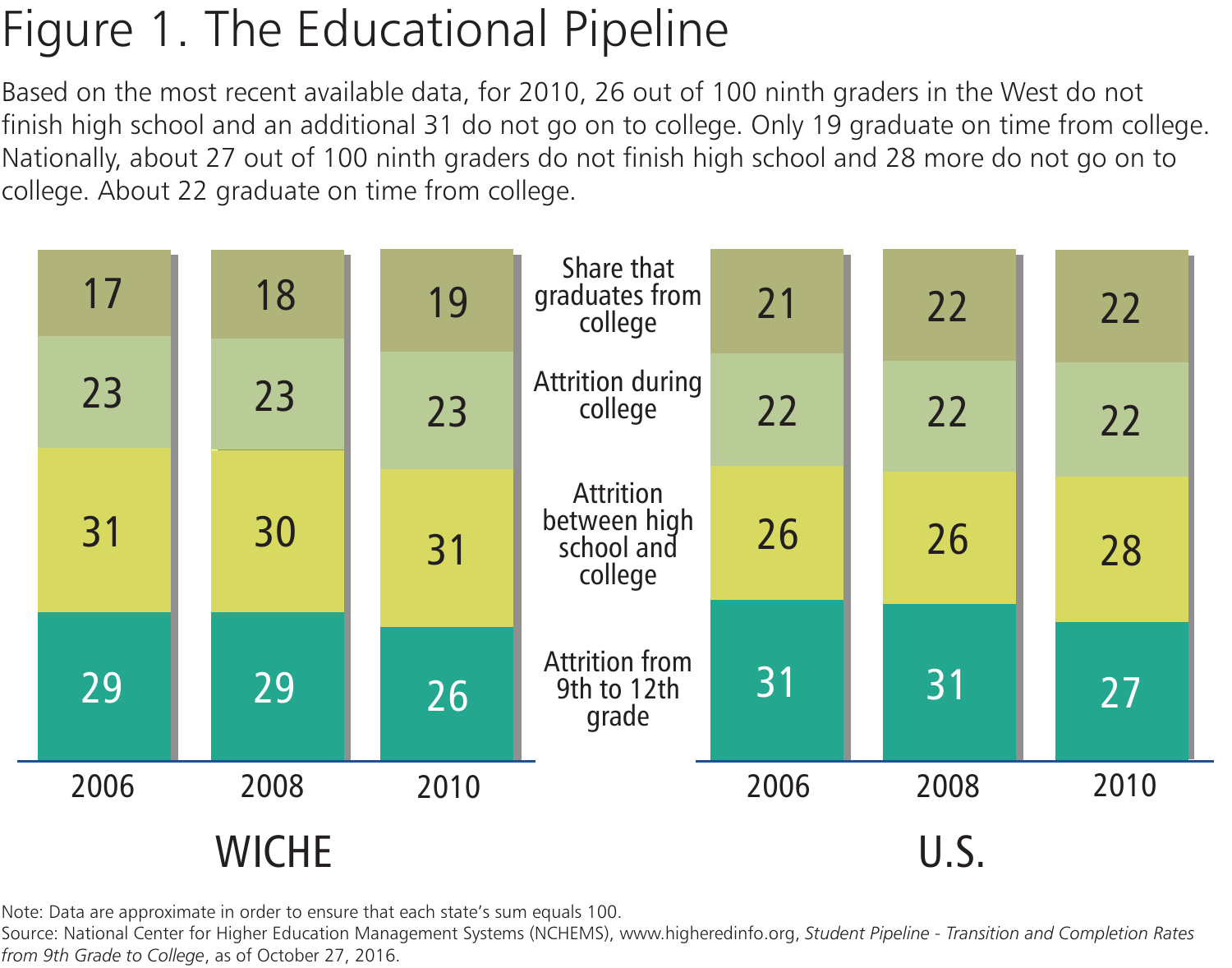# Figure 1. The Educational Pipeline

Based on the most recent available data, for 2010, 26 out of 100 ninth graders in the West do not finish high school and an additional 31 do not go on to college. Only 19 graduate on time from college. Nationally, about 27 out of 100 ninth graders do not finish high school and 28 more do not go on to college. About 22 graduate on time from college.

| | WICHE 2006 | WICHE 2008 | WICHE 2010 | U.S. 2006 | U.S. 2008 | U.S. 2010 |
|---|---|---|---|---|---|---|
| Share that graduates from college | 17 | 18 | 19 | 21 | 22 | 22 |
| Attrition during college | 23 | 23 | 23 | 22 | 22 | 22 |
| Attrition between high school and college | 31 | 30 | 31 | 26 | 26 | 28 |
| Attrition from 9th to 12th grade | 29 | 29 | 26 | 31 | 31 | 27 |

Note: Data are approximate in order to ensure that each state's sum equals 100.

Source: National Center for Higher Education Management Systems (NCHEMS), www.higheredinfo.org, *Student Pipeline - Transition and Completion Rates from 9th Grade to College*, as of October 27, 2016.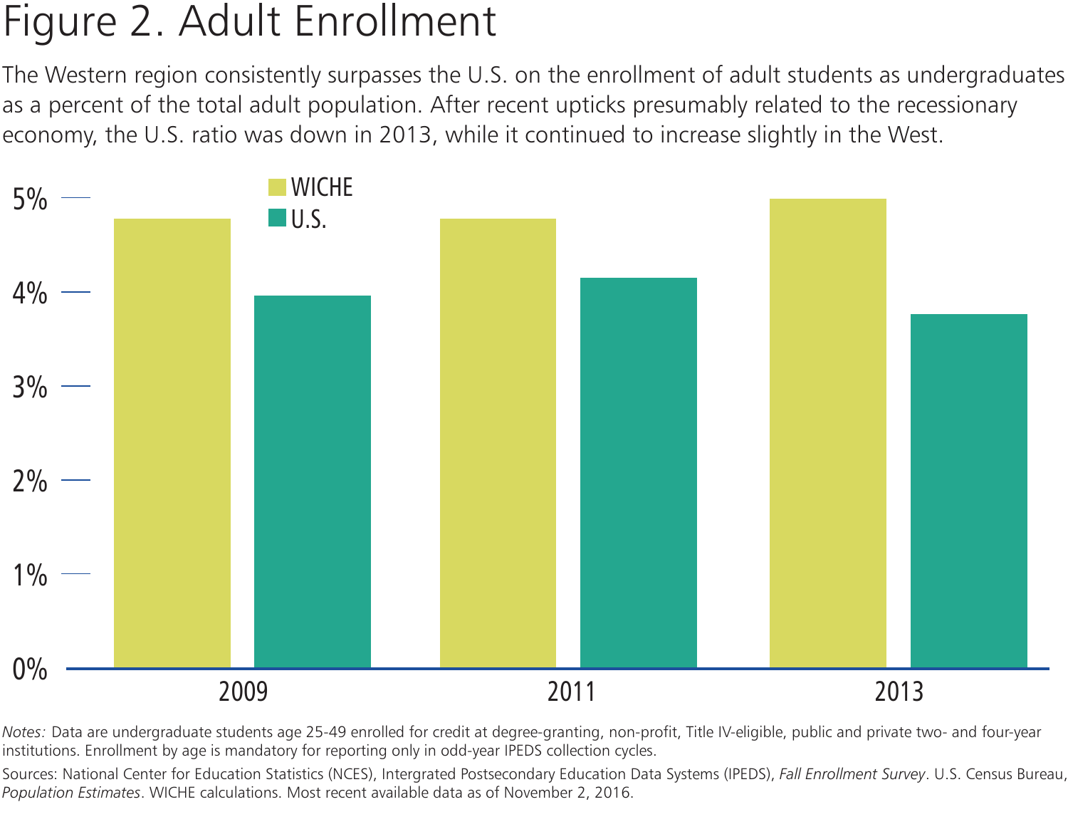# Figure 2. Adult Enrollment

The Western region consistently surpasses the U.S. on the enrollment of adult students as undergraduates as a percent of the total adult population. After recent upticks presumably related to the recessionary economy, the U.S. ratio was down in 2013, while it continued to increase slightly in the West.

*Notes:* Data are undergraduate students age 25-49 enrolled for credit at degree-granting, non-profit, Title IV-eligible, public and private two- and four-year institutions. Enrollment by age is mandatory for reporting only in odd-year IPEDS collection cycles.

Sources: National Center for Education Statistics (NCES), Intergrated Postsecondary Education Data Systems (IPEDS), *Fall Enrollment Survey*. U.S. Census Bureau, *Population Estimates*. WICHE calculations. Most recent available data as of November 2, 2016.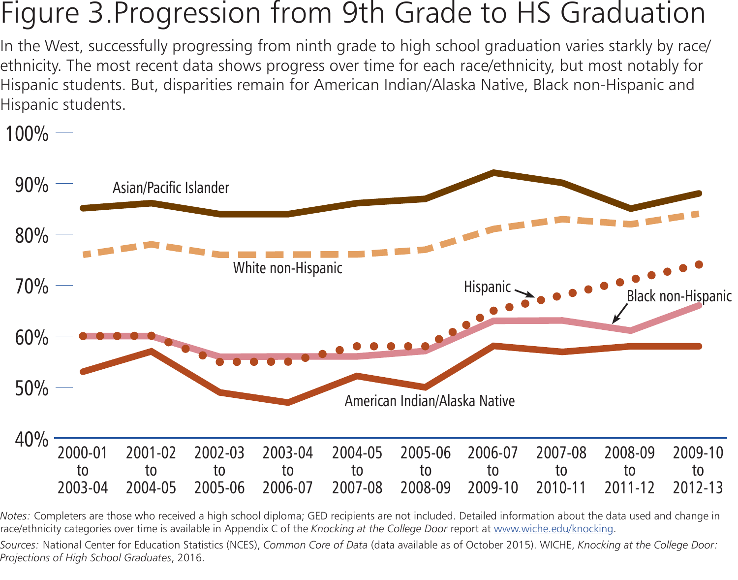# Figure 3.Progression from 9th Grade to HS Graduation

In the West, successfully progressing from ninth grade to high school graduation varies starkly by race/ethnicity. The most recent data shows progress over time for each race/ethnicity, but most notably for Hispanic students. But, disparities remain for American Indian/Alaska Native, Black non-Hispanic and Hispanic students.

*Notes:* Completers are those who received a high school diploma; GED recipients are not included. Detailed information about the data used and change in race/ethnicity categories over time is available in Appendix C of the *Knocking at the College Door* report at www.wiche.edu/knocking.

*Sources:* National Center for Education Statistics (NCES), *Common Core of Data* (data available as of October 2015). WICHE, *Knocking at the College Door: Projections of High School Graduates*, 2016.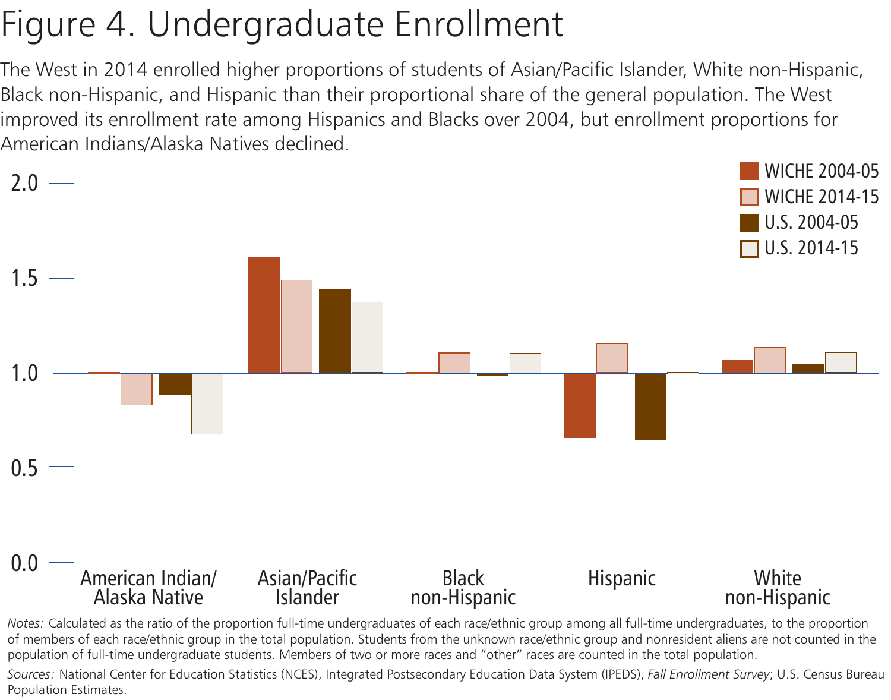# Figure 4. Undergraduate Enrollment

The West in 2014 enrolled higher proportions of students of Asian/Pacific Islander, White non-Hispanic, Black non-Hispanic, and Hispanic than their proportional share of the general population. The West improved its enrollment rate among Hispanics and Blacks over 2004, but enrollment proportions for American Indians/Alaska Natives declined.

*Notes:* Calculated as the ratio of the proportion full-time undergraduates of each race/ethnic group among all full-time undergraduates, to the proportion of members of each race/ethnic group in the total population. Students from the unknown race/ethnic group and nonresident aliens are not counted in the population of full-time undergraduate students. Members of two or more races and "other" races are counted in the total population.

*Sources:* National Center for Education Statistics (NCES), Integrated Postsecondary Education Data System (IPEDS), *Fall Enrollment Survey*; U.S. Census Bureau Population Estimates.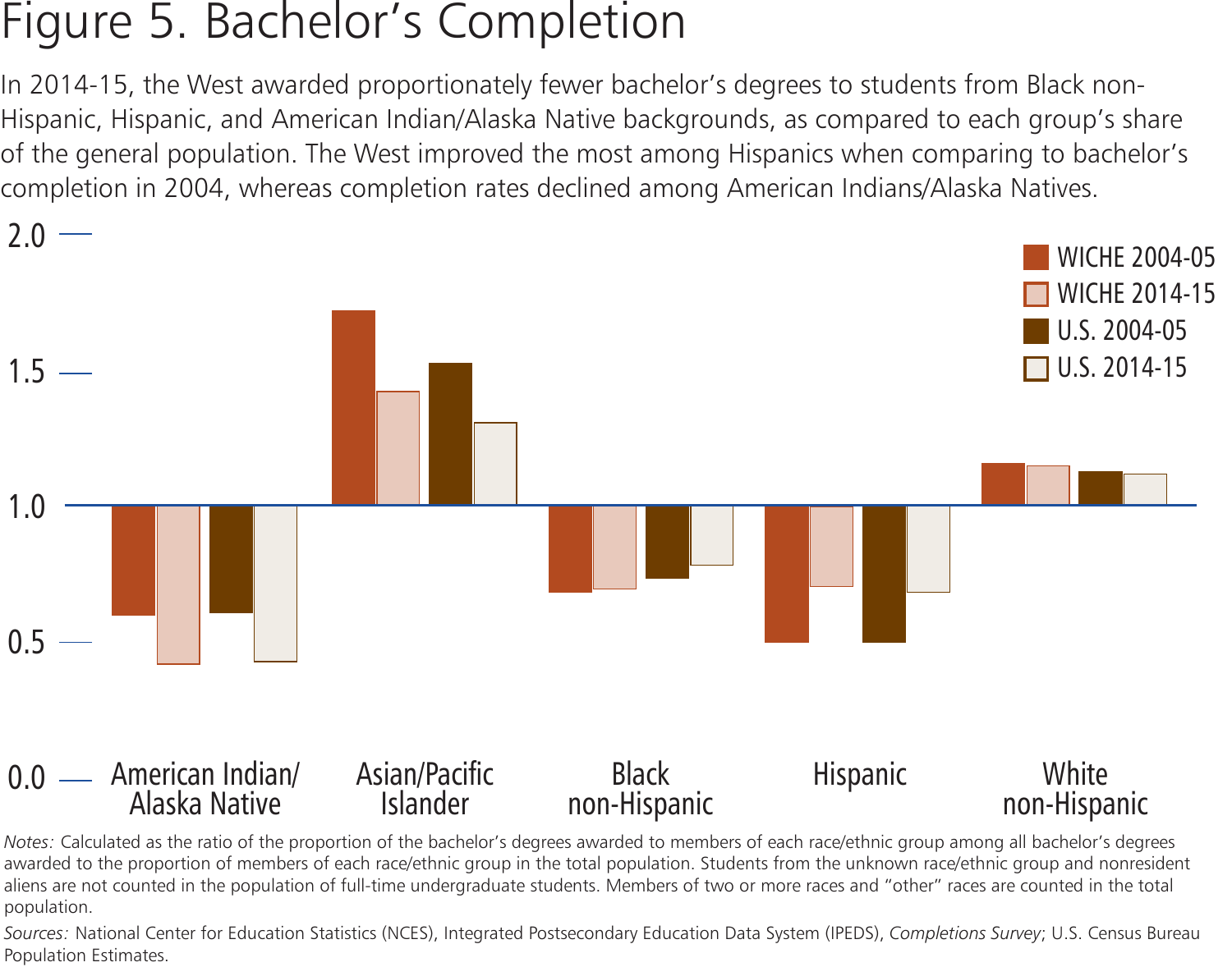# Figure 5. Bachelor's Completion

In 2014-15, the West awarded proportionately fewer bachelor's degrees to students from Black non-Hispanic, Hispanic, and American Indian/Alaska Native backgrounds, as compared to each group's share of the general population. The West improved the most among Hispanics when comparing to bachelor's completion in 2004, whereas completion rates declined among American Indians/Alaska Natives.

*Notes:* Calculated as the ratio of the proportion of the bachelor's degrees awarded to members of each race/ethnic group among all bachelor's degrees awarded to the proportion of members of each race/ethnic group in the total population. Students from the unknown race/ethnic group and nonresident aliens are not counted in the population of full-time undergraduate students. Members of two or more races and "other" races are counted in the total population.

*Sources:* National Center for Education Statistics (NCES), Integrated Postsecondary Education Data System (IPEDS), *Completions Survey*; U.S. Census Bureau Population Estimates.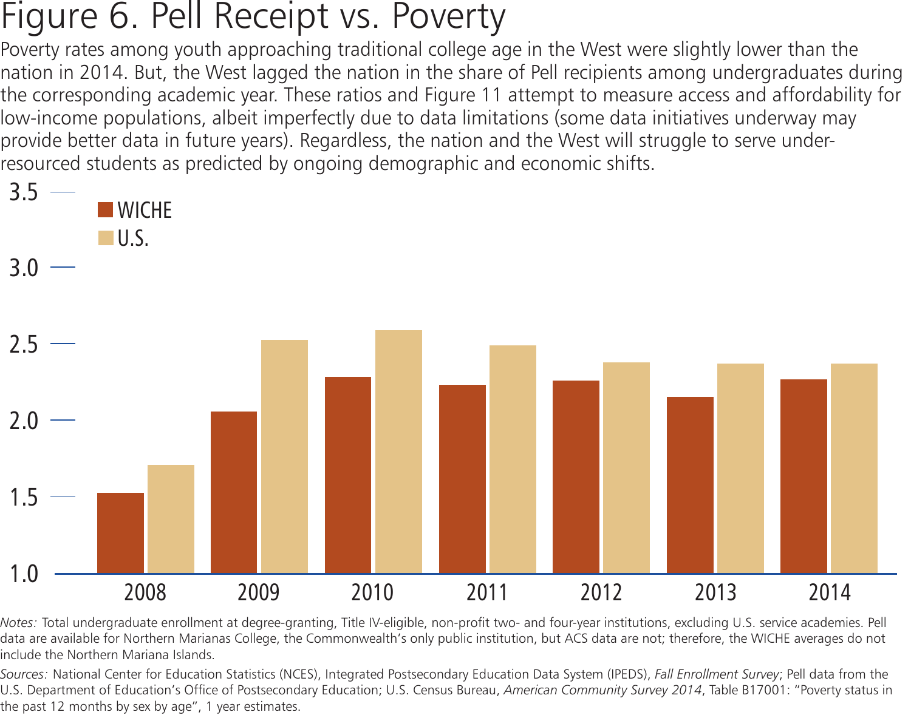# Figure 6. Pell Receipt vs. Poverty

Poverty rates among youth approaching traditional college age in the West were slightly lower than the nation in 2014. But, the West lagged the nation in the share of Pell recipients among undergraduates during the corresponding academic year. These ratios and Figure 11 attempt to measure access and affordability for low-income populations, albeit imperfectly due to data limitations (some data initiatives underway may provide better data in future years). Regardless, the nation and the West will struggle to serve under-resourced students as predicted by ongoing demographic and economic shifts.

*Notes:* Total undergraduate enrollment at degree-granting, Title IV-eligible, non-profit two- and four-year institutions, excluding U.S. service academies. Pell data are available for Northern Marianas College, the Commonwealth's only public institution, but ACS data are not; therefore, the WICHE averages do not include the Northern Mariana Islands.

*Sources:* National Center for Education Statistics (NCES), Integrated Postsecondary Education Data System (IPEDS), *Fall Enrollment Survey*; Pell data from the U.S. Department of Education's Office of Postsecondary Education; U.S. Census Bureau, *American Community Survey 2014*, Table B17001: "Poverty status in the past 12 months by sex by age", 1 year estimates.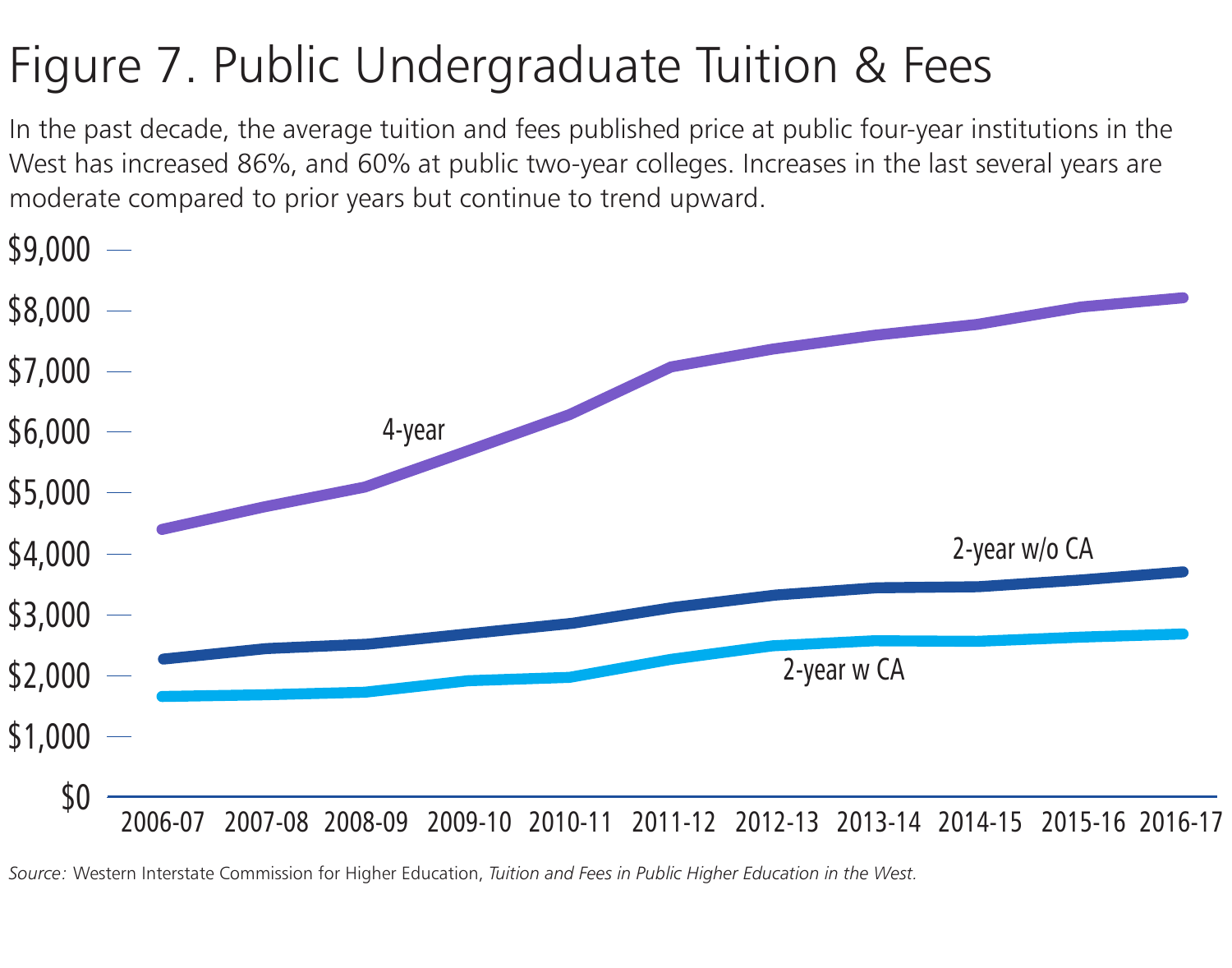# Figure 7. Public Undergraduate Tuition & Fees

In the past decade, the average tuition and fees published price at public four-year institutions in the West has increased 86%, and 60% at public two-year colleges. Increases in the last several years are moderate compared to prior years but continue to trend upward.

*Source:* Western Interstate Commission for Higher Education, *Tuition and Fees in Public Higher Education in the West.*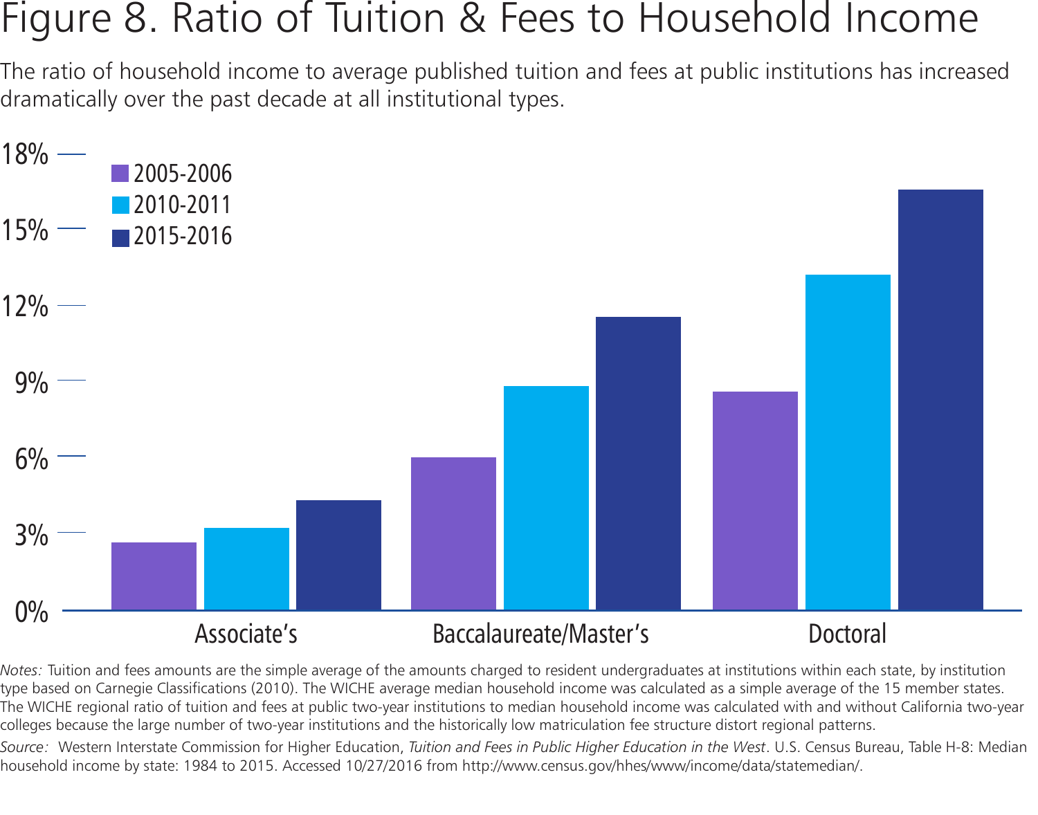# Figure 8. Ratio of Tuition & Fees to Household Income

The ratio of household income to average published tuition and fees at public institutions has increased dramatically over the past decade at all institutional types.

*Notes:* Tuition and fees amounts are the simple average of the amounts charged to resident undergraduates at institutions within each state, by institution type based on Carnegie Classifications (2010). The WICHE average median household income was calculated as a simple average of the 15 member states. The WICHE regional ratio of tuition and fees at public two-year institutions to median household income was calculated with and without California two-year colleges because the large number of two-year institutions and the historically low matriculation fee structure distort regional patterns.

*Source:* Western Interstate Commission for Higher Education, *Tuition and Fees in Public Higher Education in the West*. U.S. Census Bureau, Table H-8: Median household income by state: 1984 to 2015. Accessed 10/27/2016 from http://www.census.gov/hhes/www/income/data/statemedian/.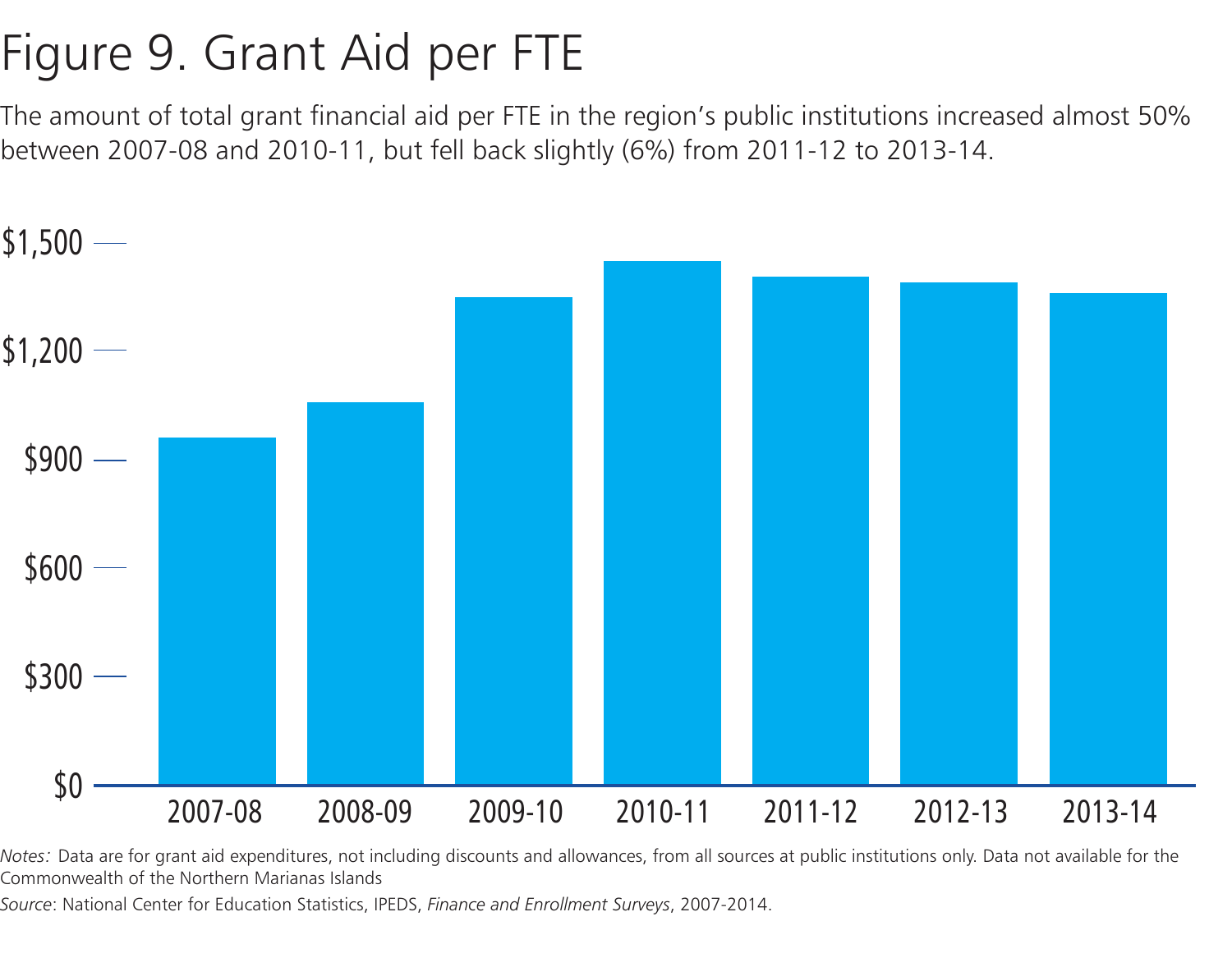# Figure 9. Grant Aid per FTE

The amount of total grant financial aid per FTE in the region's public institutions increased almost 50% between 2007-08 and 2010-11, but fell back slightly (6%) from 2011-12 to 2013-14.

*Notes:* Data are for grant aid expenditures, not including discounts and allowances, from all sources at public institutions only. Data not available for the Commonwealth of the Northern Marianas Islands

*Source*: National Center for Education Statistics, IPEDS, *Finance and Enrollment Surveys*, 2007-2014.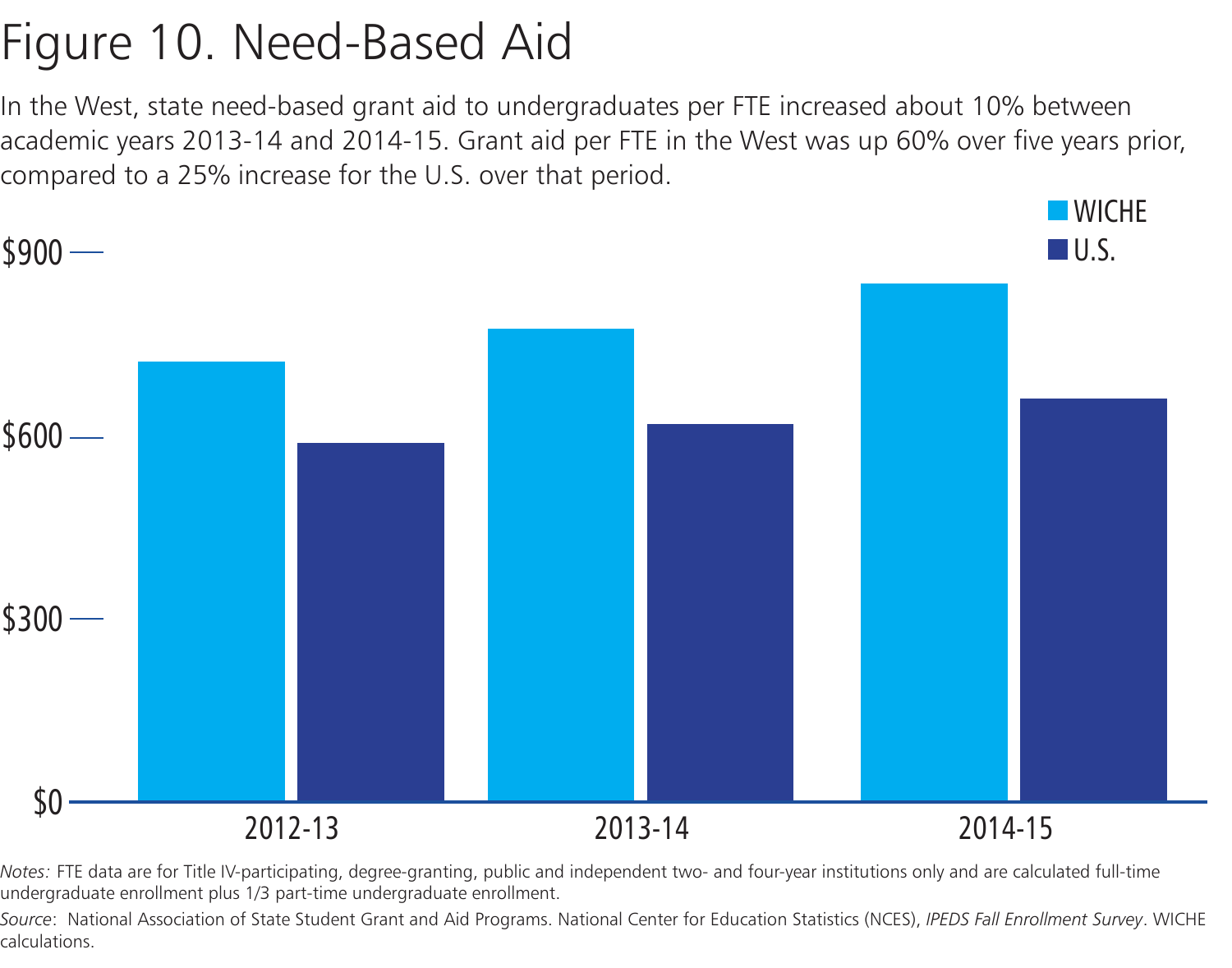# Figure 10. Need-Based Aid

In the West, state need-based grant aid to undergraduates per FTE increased about 10% between academic years 2013-14 and 2014-15. Grant aid per FTE in the West was up 60% over five years prior, compared to a 25% increase for the U.S. over that period.

WICHE
U.S.

$900
$600
$300
$0

2012-13
2013-14
2014-15

*Notes:* FTE data are for Title IV-participating, degree-granting, public and independent two- and four-year institutions only and are calculated full-time undergraduate enrollment plus 1/3 part-time undergraduate enrollment.

*Source*: National Association of State Student Grant and Aid Programs. National Center for Education Statistics (NCES), *IPEDS Fall Enrollment Survey*. WICHE calculations.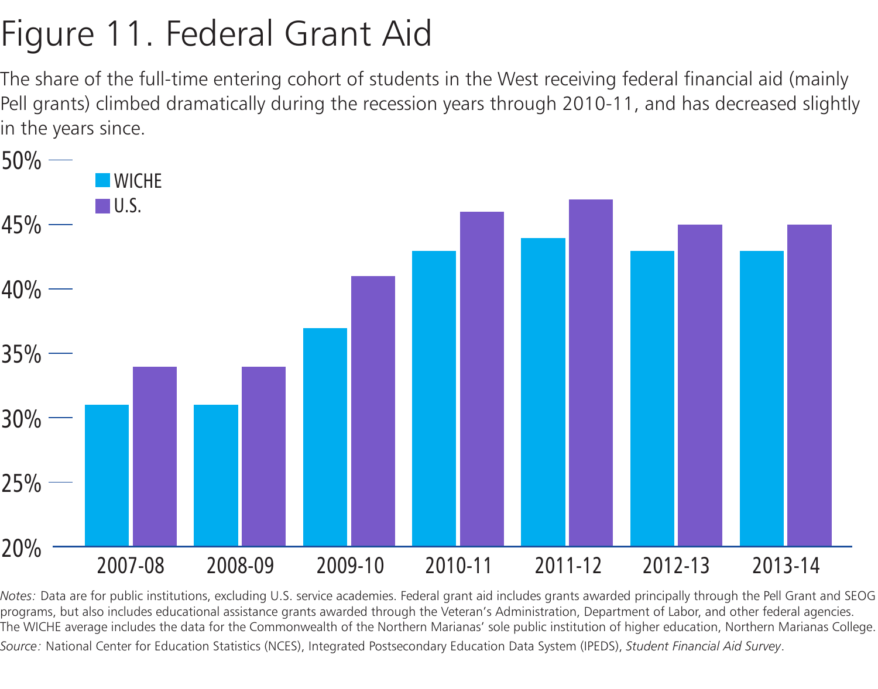# Figure 11. Federal Grant Aid

The share of the full-time entering cohort of students in the West receiving federal financial aid (mainly Pell grants) climbed dramatically during the recession years through 2010-11, and has decreased slightly in the years since.

| | WICHE | U.S. |
|---|---|---|
| 2007-08 | 31% | 34% |
| 2008-09 | 31% | 34% |
| 2009-10 | 37% | 41% |
| 2010-11 | 43% | 46% |
| 2011-12 | 44% | 47% |
| 2012-13 | 43% | 45% |
| 2013-14 | 43% | 45% |

*Notes:* Data are for public institutions, excluding U.S. service academies. Federal grant aid includes grants awarded principally through the Pell Grant and SEOG programs, but also includes educational assistance grants awarded through the Veteran's Administration, Department of Labor, and other federal agencies. The WICHE average includes the data for the Commonwealth of the Northern Marianas' sole public institution of higher education, Northern Marianas College.

*Source:* National Center for Education Statistics (NCES), Integrated Postsecondary Education Data System (IPEDS), *Student Financial Aid Survey*.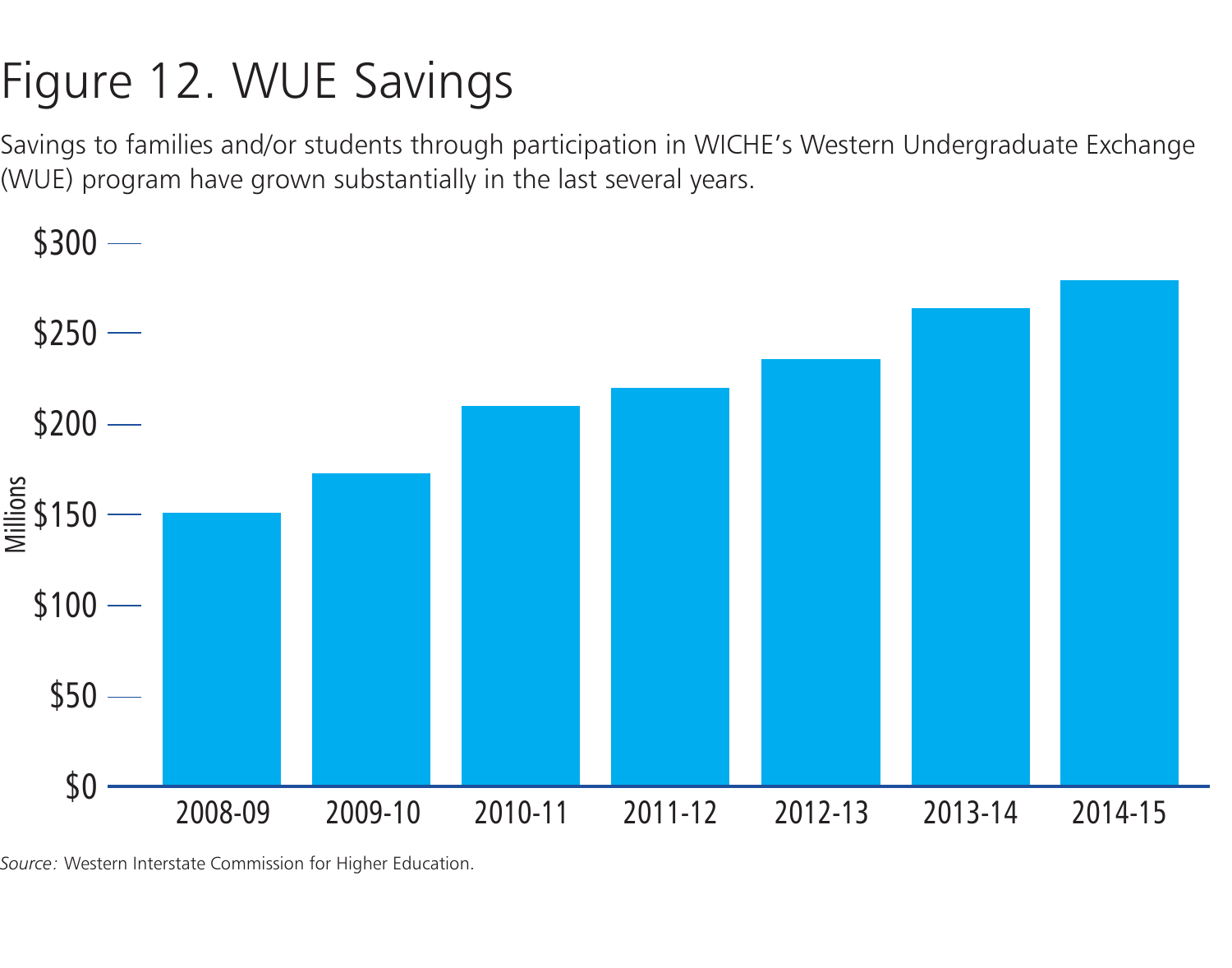# Figure 12. WUE Savings

Savings to families and/or students through participation in WICHE's Western Undergraduate Exchange (WUE) program have grown substantially in the last several years.

*Source:* Western Interstate Commission for Higher Education.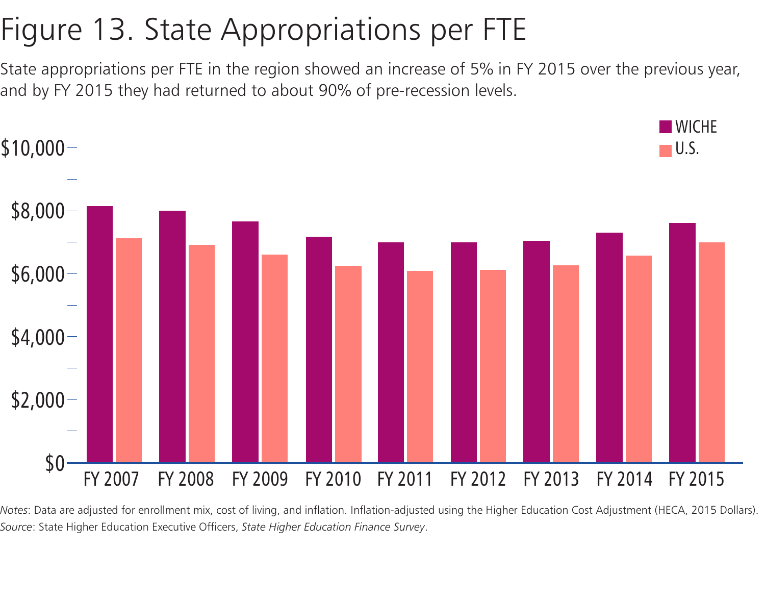# Figure 13. State Appropriations per FTE

State appropriations per FTE in the region showed an increase of 5% in FY 2015 over the previous year, and by FY 2015 they had returned to about 90% of pre-recession levels.

*Notes*: Data are adjusted for enrollment mix, cost of living, and inflation. Inflation-adjusted using the Higher Education Cost Adjustment (HECA, 2015 Dollars).
*Source*: State Higher Education Executive Officers, *State Higher Education Finance Survey*.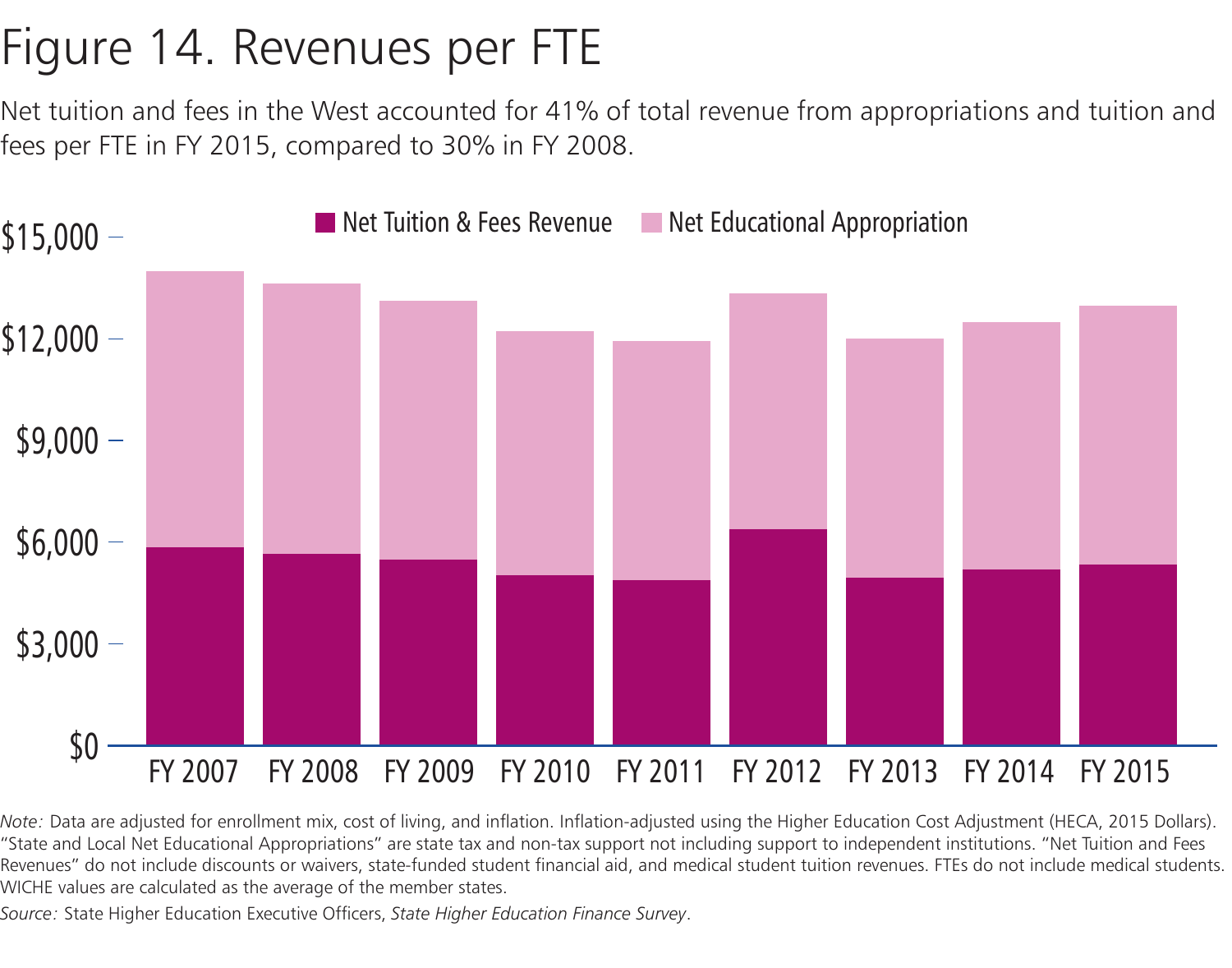# Figure 14. Revenues per FTE

Net tuition and fees in the West accounted for 41% of total revenue from appropriations and tuition and fees per FTE in FY 2015, compared to 30% in FY 2008.

*Note:* Data are adjusted for enrollment mix, cost of living, and inflation. Inflation-adjusted using the Higher Education Cost Adjustment (HECA, 2015 Dollars). "State and Local Net Educational Appropriations" are state tax and non-tax support not including support to independent institutions. "Net Tuition and Fees Revenues" do not include discounts or waivers, state-funded student financial aid, and medical student tuition revenues. FTEs do not include medical students. WICHE values are calculated as the average of the member states.

*Source:* State Higher Education Executive Officers, *State Higher Education Finance Survey*.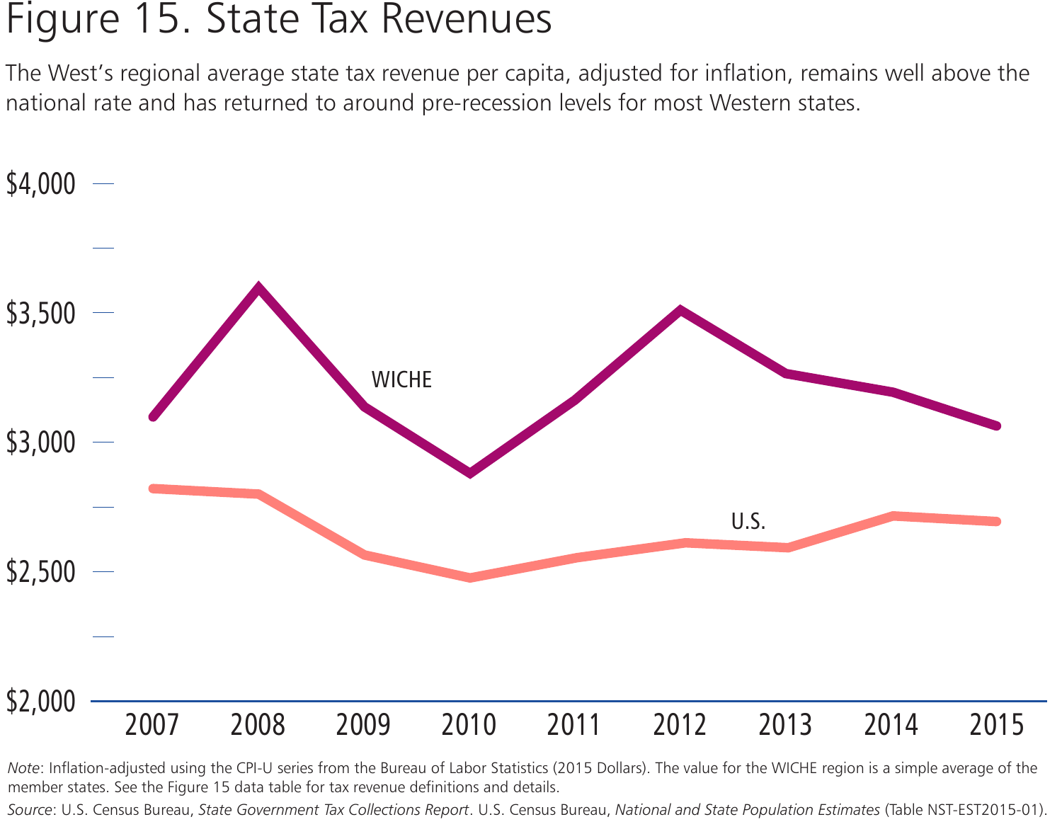# Figure 15. State Tax Revenues

The West's regional average state tax revenue per capita, adjusted for inflation, remains well above the national rate and has returned to around pre-recession levels for most Western states.

$4,000

$3,500

$3,000

$2,500

$2,000

2007 2008 2009 2010 2011 2012 2013 2014 2015

WICHE

U.S.

*Note*: Inflation-adjusted using the CPI-U series from the Bureau of Labor Statistics (2015 Dollars). The value for the WICHE region is a simple average of the member states. See the Figure 15 data table for tax revenue definitions and details.

*Source*: U.S. Census Bureau, *State Government Tax Collections Report*. U.S. Census Bureau, *National and State Population Estimates* (Table NST-EST2015-01).